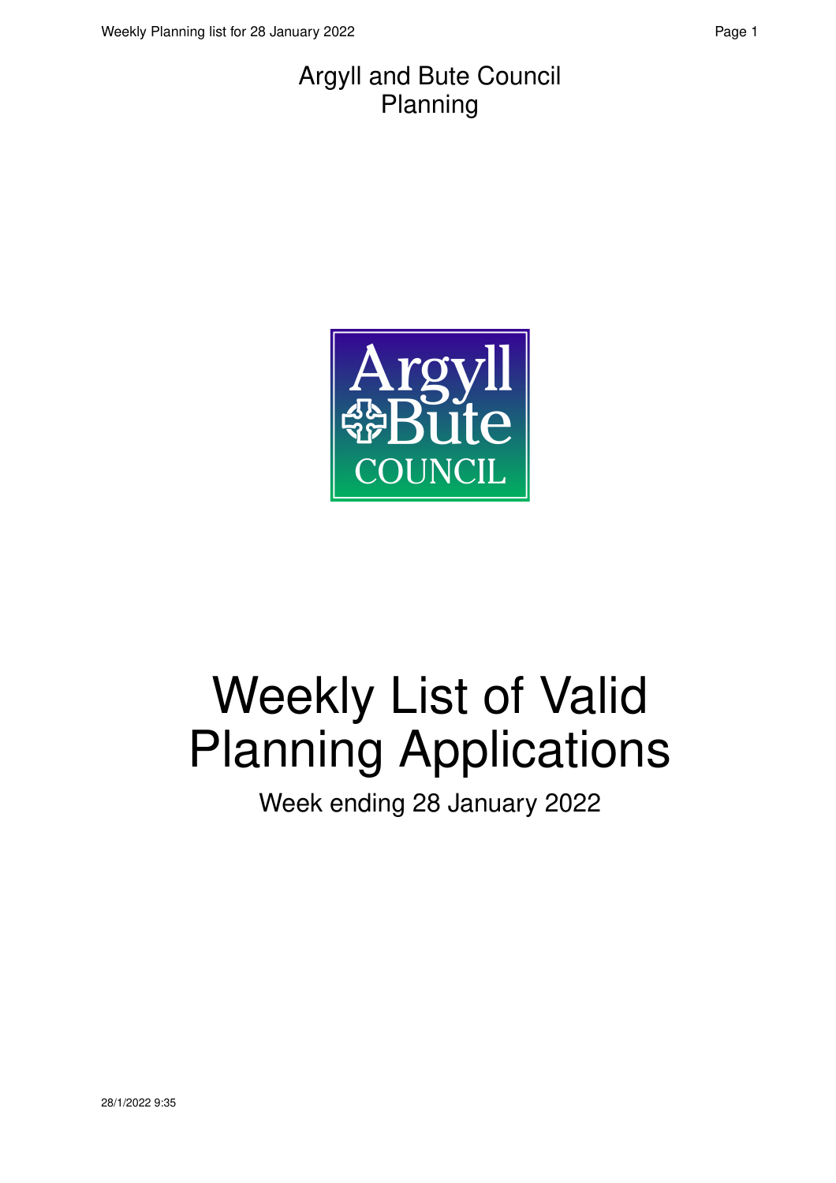Argyll and Bute Council
Planning

# Weekly List of Valid Planning Applications

Week ending 28 January 2022

28/1/2022 9:35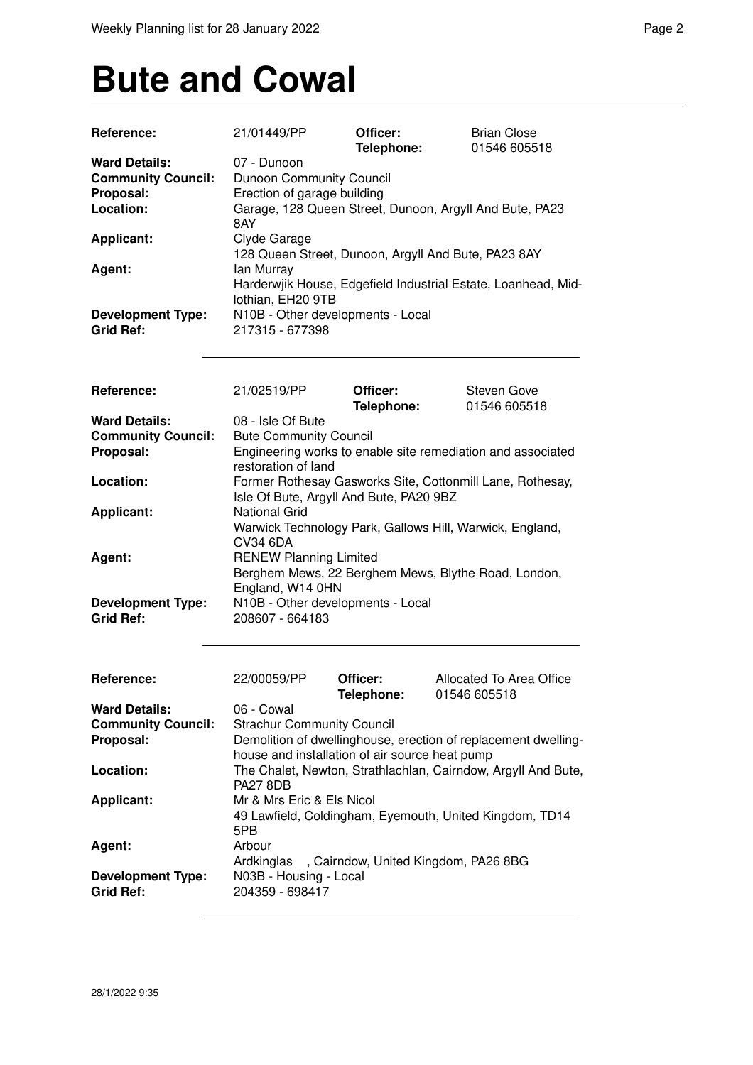# Bute and Cowal

| | | | |
|---|---|---|---|
| **Reference:** | 21/01449/PP | **Officer:** **Telephone:** | Brian Close 01546 605518 |
| **Ward Details:** | 07 - Dunoon | | |
| **Community Council:** | Dunoon Community Council | | |
| **Proposal:** | Erection of garage building | | |
| **Location:** | Garage, 128 Queen Street, Dunoon, Argyll And Bute, PA23 8AY | | |
| **Applicant:** | Clyde Garage 128 Queen Street, Dunoon, Argyll And Bute, PA23 8AY | | |
| **Agent:** | Ian Murray Harderwjik House, Edgefield Industrial Estate, Loanhead, Midlothian, EH20 9TB | | |
| **Development Type:** | N10B - Other developments - Local | | |
| **Grid Ref:** | 217315 - 677398 | | |

---

| | | | |
|---|---|---|---|
| **Reference:** | 21/02519/PP | **Officer:** **Telephone:** | Steven Gove 01546 605518 |
| **Ward Details:** | 08 - Isle Of Bute | | |
| **Community Council:** | Bute Community Council | | |
| **Proposal:** | Engineering works to enable site remediation and associated restoration of land | | |
| **Location:** | Former Rothesay Gasworks Site, Cottonmill Lane, Rothesay, Isle Of Bute, Argyll And Bute, PA20 9BZ | | |
| **Applicant:** | National Grid Warwick Technology Park, Gallows Hill, Warwick, England, CV34 6DA | | |
| **Agent:** | RENEW Planning Limited Berghem Mews, 22 Berghem Mews, Blythe Road, London, England, W14 0HN | | |
| **Development Type:** | N10B - Other developments - Local | | |
| **Grid Ref:** | 208607 - 664183 | | |

---

| | | | |
|---|---|---|---|
| **Reference:** | 22/00059/PP | **Officer:** **Telephone:** | Allocated To Area Office 01546 605518 |
| **Ward Details:** | 06 - Cowal | | |
| **Community Council:** | Strachur Community Council | | |
| **Proposal:** | Demolition of dwellinghouse, erection of replacement dwellinghouse and installation of air source heat pump | | |
| **Location:** | The Chalet, Newton, Strathlachlan, Cairndow, Argyll And Bute, PA27 8DB | | |
| **Applicant:** | Mr & Mrs Eric & Els Nicol 49 Lawfield, Coldingham, Eyemouth, United Kingdom, TD14 5PB | | |
| **Agent:** | Arbour Ardkinglas , Cairndow, United Kingdom, PA26 8BG | | |
| **Development Type:** | N03B - Housing - Local | | |
| **Grid Ref:** | 204359 - 698417 | | |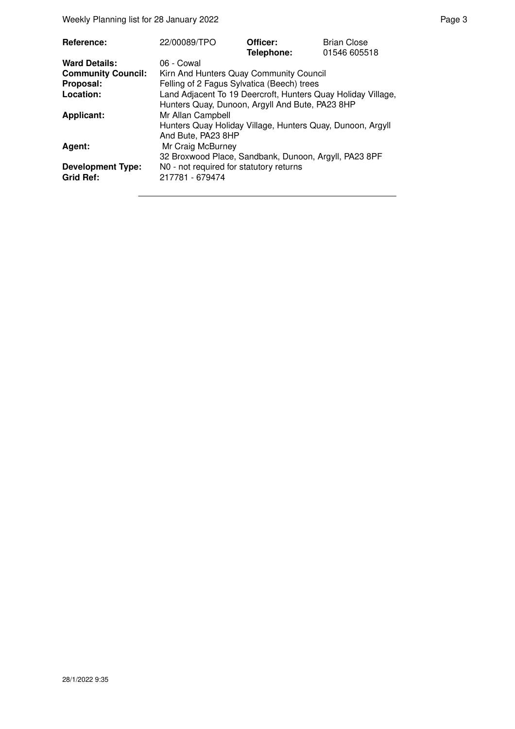| | | | |
|---|---|---|---|
| **Reference:** | 22/00089/TPO | **Officer:** **Telephone:** | Brian Close 01546 605518 |
| **Ward Details:** | 06 - Cowal | | |
| **Community Council:** | Kirn And Hunters Quay Community Council | | |
| **Proposal:** | Felling of 2 Fagus Sylvatica (Beech) trees | | |
| **Location:** | Land Adjacent To 19 Deercroft, Hunters Quay Holiday Village, Hunters Quay, Dunoon, Argyll And Bute, PA23 8HP | | |
| **Applicant:** | Mr Allan Campbell Hunters Quay Holiday Village, Hunters Quay, Dunoon, Argyll And Bute, PA23 8HP | | |
| **Agent:** | Mr Craig McBurney 32 Broxwood Place, Sandbank, Dunoon, Argyll, PA23 8PF | | |
| **Development Type:** | N0 - not required for statutory returns | | |
| **Grid Ref:** | 217781 - 679474 | | |

28/1/2022 9:35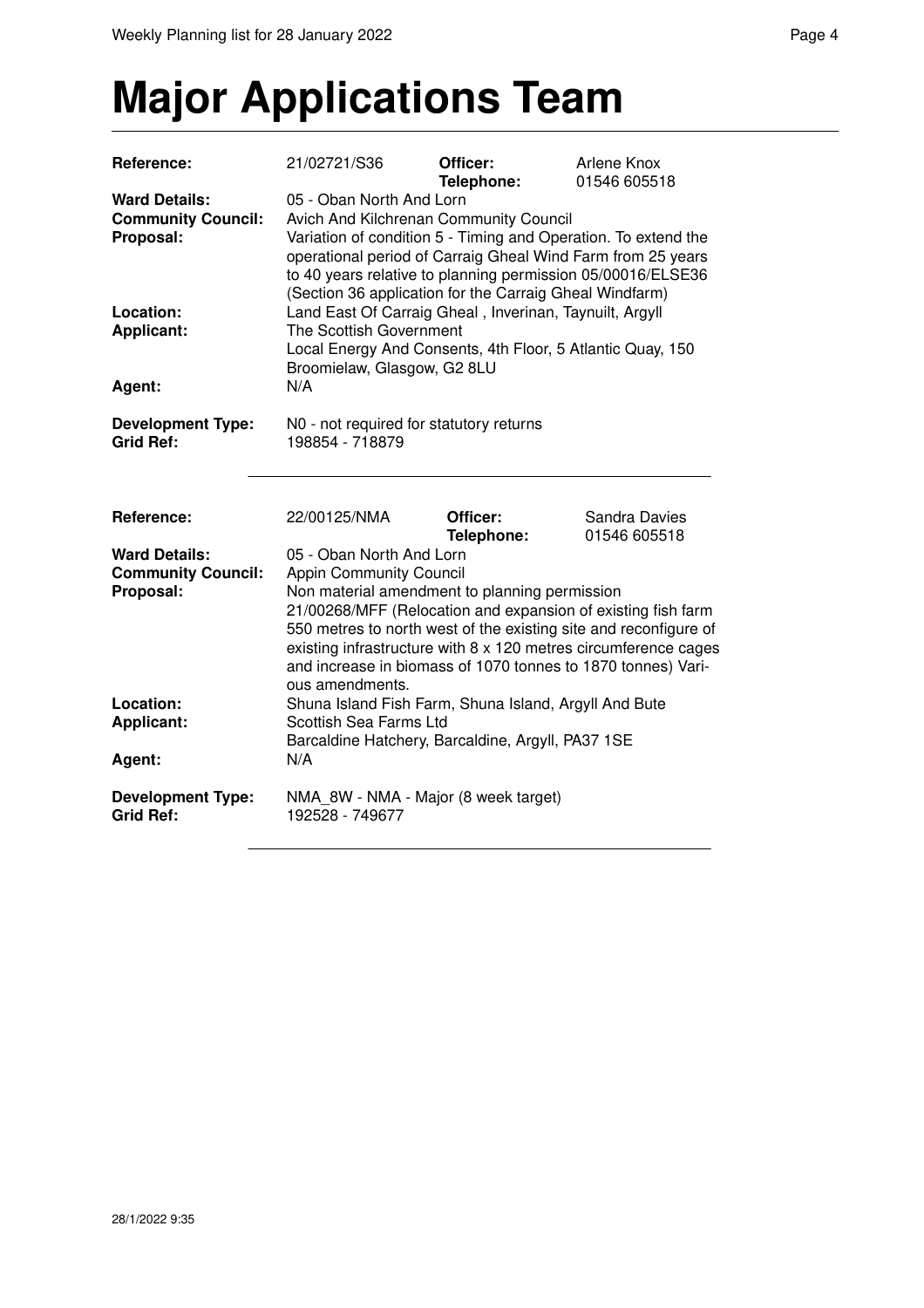# Major Applications Team

| | | | |
|---|---|---|---|
| **Reference:** | 21/02721/S36 | **Officer:** **Telephone:** | Arlene Knox 01546 605518 |
| **Ward Details:** | 05 - Oban North And Lorn | | |
| **Community Council:** | Avich And Kilchrenan Community Council | | |
| **Proposal:** | Variation of condition 5 - Timing and Operation. To extend the operational period of Carraig Gheal Wind Farm from 25 years to 40 years relative to planning permission 05/00016/ELSE36 (Section 36 application for the Carraig Gheal Windfarm) | | |
| **Location:** | Land East Of Carraig Gheal , Inverinan, Taynuilt, Argyll | | |
| **Applicant:** | The Scottish Government<br>Local Energy And Consents, 4th Floor, 5 Atlantic Quay, 150 Broomielaw, Glasgow, G2 8LU | | |
| **Agent:** | N/A | | |
| **Development Type:** | N0 - not required for statutory returns | | |
| **Grid Ref:** | 198854 - 718879 | | |

---

| | | | |
|---|---|---|---|
| **Reference:** | 22/00125/NMA | **Officer:** **Telephone:** | Sandra Davies 01546 605518 |
| **Ward Details:** | 05 - Oban North And Lorn | | |
| **Community Council:** | Appin Community Council | | |
| **Proposal:** | Non material amendment to planning permission 21/00268/MFF (Relocation and expansion of existing fish farm 550 metres to north west of the existing site and reconfigure of existing infrastructure with 8 x 120 metres circumference cages and increase in biomass of 1070 tonnes to 1870 tonnes) Various amendments. | | |
| **Location:** | Shuna Island Fish Farm, Shuna Island, Argyll And Bute | | |
| **Applicant:** | Scottish Sea Farms Ltd<br>Barcaldine Hatchery, Barcaldine, Argyll, PA37 1SE | | |
| **Agent:** | N/A | | |
| **Development Type:** | NMA_8W - NMA - Major (8 week target) | | |
| **Grid Ref:** | 192528 - 749677 | | |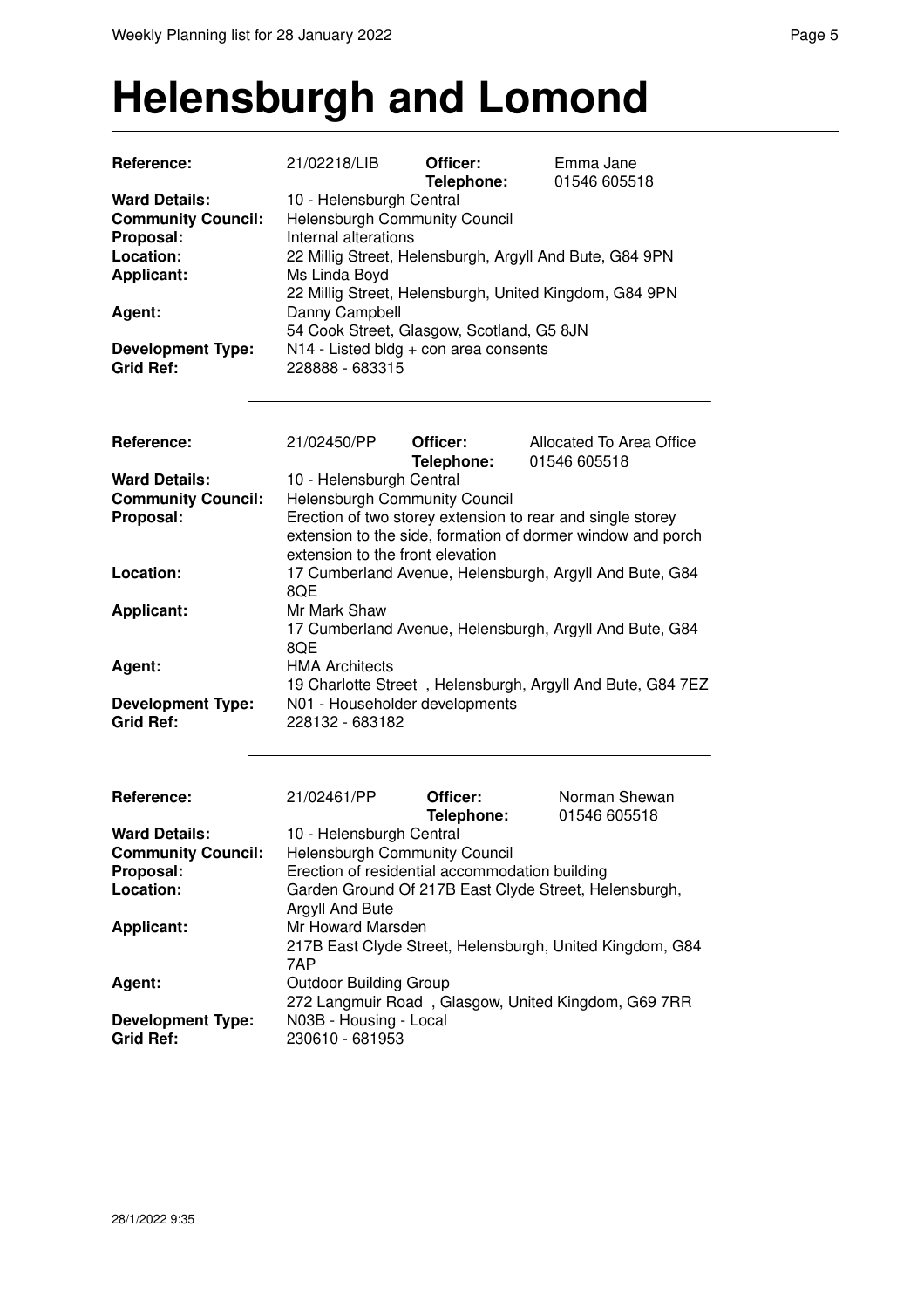# Helensburgh and Lomond

| | | | |
|---|---|---|---|
| **Reference:** | 21/02218/LIB | **Officer:** **Telephone:** | Emma Jane 01546 605518 |
| **Ward Details:** | 10 - Helensburgh Central | | |
| **Community Council:** | Helensburgh Community Council | | |
| **Proposal:** | Internal alterations | | |
| **Location:** | 22 Millig Street, Helensburgh, Argyll And Bute, G84 9PN | | |
| **Applicant:** | Ms Linda Boyd 22 Millig Street, Helensburgh, United Kingdom, G84 9PN | | |
| **Agent:** | Danny Campbell 54 Cook Street, Glasgow, Scotland, G5 8JN | | |
| **Development Type:** | N14 - Listed bldg + con area consents | | |
| **Grid Ref:** | 228888 - 683315 | | |

---

| | | | |
|---|---|---|---|
| **Reference:** | 21/02450/PP | **Officer:** **Telephone:** | Allocated To Area Office 01546 605518 |
| **Ward Details:** | 10 - Helensburgh Central | | |
| **Community Council:** | Helensburgh Community Council | | |
| **Proposal:** | Erection of two storey extension to rear and single storey extension to the side, formation of dormer window and porch extension to the front elevation | | |
| **Location:** | 17 Cumberland Avenue, Helensburgh, Argyll And Bute, G84 8QE | | |
| **Applicant:** | Mr Mark Shaw 17 Cumberland Avenue, Helensburgh, Argyll And Bute, G84 8QE | | |
| **Agent:** | HMA Architects 19 Charlotte Street , Helensburgh, Argyll And Bute, G84 7EZ | | |
| **Development Type:** | N01 - Householder developments | | |
| **Grid Ref:** | 228132 - 683182 | | |

---

| | | | |
|---|---|---|---|
| **Reference:** | 21/02461/PP | **Officer:** **Telephone:** | Norman Shewan 01546 605518 |
| **Ward Details:** | 10 - Helensburgh Central | | |
| **Community Council:** | Helensburgh Community Council | | |
| **Proposal:** | Erection of residential accommodation building | | |
| **Location:** | Garden Ground Of 217B East Clyde Street, Helensburgh, Argyll And Bute | | |
| **Applicant:** | Mr Howard Marsden 217B East Clyde Street, Helensburgh, United Kingdom, G84 7AP | | |
| **Agent:** | Outdoor Building Group 272 Langmuir Road , Glasgow, United Kingdom, G69 7RR | | |
| **Development Type:** | N03B - Housing - Local | | |
| **Grid Ref:** | 230610 - 681953 | | |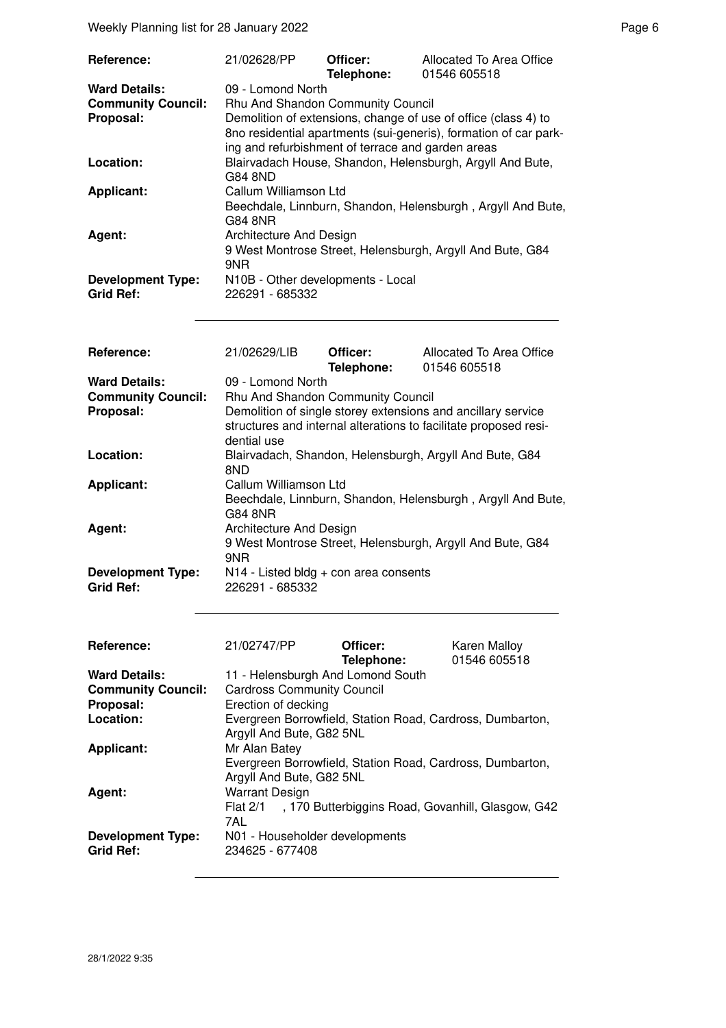| | | | |
|---|---|---|---|
| **Reference:** | 21/02628/PP | **Officer:** **Telephone:** | Allocated To Area Office 01546 605518 |
| **Ward Details:** | 09 - Lomond North | | |
| **Community Council:** | Rhu And Shandon Community Council | | |
| **Proposal:** | Demolition of extensions, change of use of office (class 4) to 8no residential apartments (sui-generis), formation of car parking and refurbishment of terrace and garden areas | | |
| **Location:** | Blairvadach House, Shandon, Helensburgh, Argyll And Bute, G84 8ND | | |
| **Applicant:** | Callum Williamson Ltd<br>Beechdale, Linnburn, Shandon, Helensburgh , Argyll And Bute, G84 8NR | | |
| **Agent:** | Architecture And Design<br>9 West Montrose Street, Helensburgh, Argyll And Bute, G84 9NR | | |
| **Development Type:** | N10B - Other developments - Local | | |
| **Grid Ref:** | 226291 - 685332 | | |

| | | | |
|---|---|---|---|
| **Reference:** | 21/02629/LIB | **Officer:** **Telephone:** | Allocated To Area Office 01546 605518 |
| **Ward Details:** | 09 - Lomond North | | |
| **Community Council:** | Rhu And Shandon Community Council | | |
| **Proposal:** | Demolition of single storey extensions and ancillary service structures and internal alterations to facilitate proposed residential use | | |
| **Location:** | Blairvadach, Shandon, Helensburgh, Argyll And Bute, G84 8ND | | |
| **Applicant:** | Callum Williamson Ltd<br>Beechdale, Linnburn, Shandon, Helensburgh , Argyll And Bute, G84 8NR | | |
| **Agent:** | Architecture And Design<br>9 West Montrose Street, Helensburgh, Argyll And Bute, G84 9NR | | |
| **Development Type:** | N14 - Listed bldg + con area consents | | |
| **Grid Ref:** | 226291 - 685332 | | |

| | | | |
|---|---|---|---|
| **Reference:** | 21/02747/PP | **Officer:** **Telephone:** | Karen Malloy 01546 605518 |
| **Ward Details:** | 11 - Helensburgh And Lomond South | | |
| **Community Council:** | Cardross Community Council | | |
| **Proposal:** | Erection of decking | | |
| **Location:** | Evergreen Borrowfield, Station Road, Cardross, Dumbarton, Argyll And Bute, G82 5NL | | |
| **Applicant:** | Mr Alan Batey<br>Evergreen Borrowfield, Station Road, Cardross, Dumbarton, Argyll And Bute, G82 5NL | | |
| **Agent:** | Warrant Design<br>Flat 2/1 , 170 Butterbiggins Road, Govanhill, Glasgow, G42 7AL | | |
| **Development Type:** | N01 - Householder developments | | |
| **Grid Ref:** | 234625 - 677408 | | |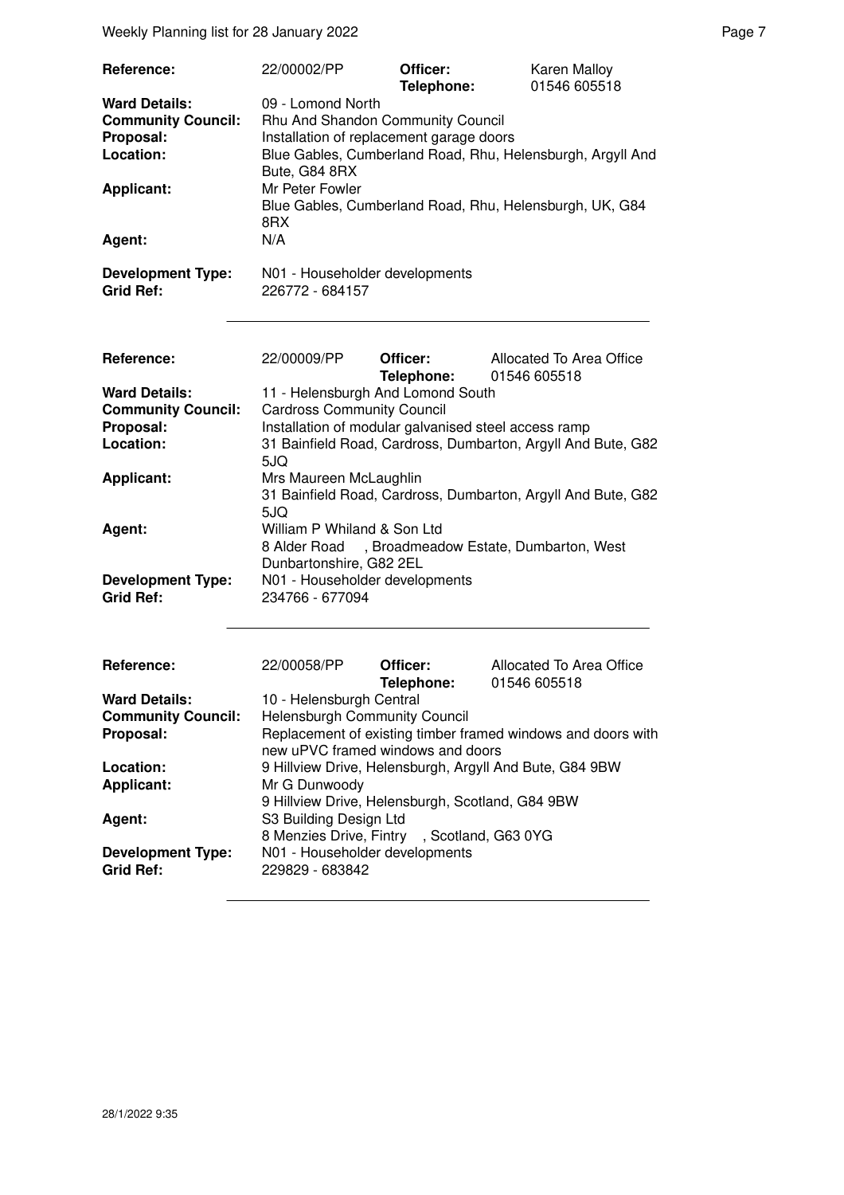| | | | |
|---|---|---|---|
| **Reference:** | 22/00002/PP | **Officer:** | Karen Malloy |
| | | **Telephone:** | 01546 605518 |
| **Ward Details:** | 09 - Lomond North | | |
| **Community Council:** | Rhu And Shandon Community Council | | |
| **Proposal:** | Installation of replacement garage doors | | |
| **Location:** | Blue Gables, Cumberland Road, Rhu, Helensburgh, Argyll And Bute, G84 8RX | | |
| **Applicant:** | Mr Peter Fowler<br>Blue Gables, Cumberland Road, Rhu, Helensburgh, UK, G84 8RX | | |
| **Agent:** | N/A | | |
| **Development Type:** | N01 - Householder developments | | |
| **Grid Ref:** | 226772 - 684157 | | |

---

| | | | |
|---|---|---|---|
| **Reference:** | 22/00009/PP | **Officer:** | Allocated To Area Office |
| | | **Telephone:** | 01546 605518 |
| **Ward Details:** | 11 - Helensburgh And Lomond South | | |
| **Community Council:** | Cardross Community Council | | |
| **Proposal:** | Installation of modular galvanised steel access ramp | | |
| **Location:** | 31 Bainfield Road, Cardross, Dumbarton, Argyll And Bute, G82 5JQ | | |
| **Applicant:** | Mrs Maureen McLaughlin<br>31 Bainfield Road, Cardross, Dumbarton, Argyll And Bute, G82 5JQ | | |
| **Agent:** | William P Whiland & Son Ltd<br>8 Alder Road , Broadmeadow Estate, Dumbarton, West Dunbartonshire, G82 2EL | | |
| **Development Type:** | N01 - Householder developments | | |
| **Grid Ref:** | 234766 - 677094 | | |

---

| | | | |
|---|---|---|---|
| **Reference:** | 22/00058/PP | **Officer:** | Allocated To Area Office |
| | | **Telephone:** | 01546 605518 |
| **Ward Details:** | 10 - Helensburgh Central | | |
| **Community Council:** | Helensburgh Community Council | | |
| **Proposal:** | Replacement of existing timber framed windows and doors with new uPVC framed windows and doors | | |
| **Location:** | 9 Hillview Drive, Helensburgh, Argyll And Bute, G84 9BW | | |
| **Applicant:** | Mr G Dunwoody<br>9 Hillview Drive, Helensburgh, Scotland, G84 9BW | | |
| **Agent:** | S3 Building Design Ltd<br>8 Menzies Drive, Fintry , Scotland, G63 0YG | | |
| **Development Type:** | N01 - Householder developments | | |
| **Grid Ref:** | 229829 - 683842 | | |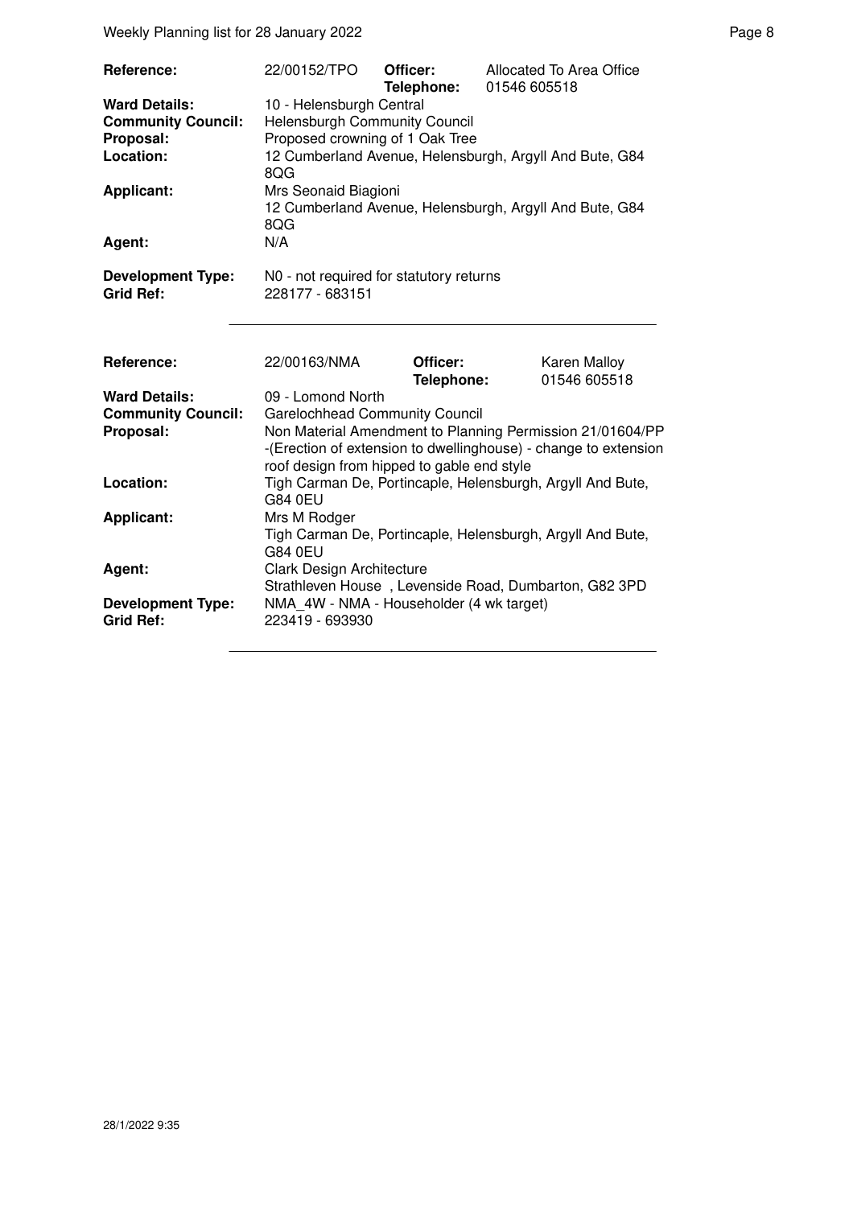| | | | |
|---|---|---|---|
| **Reference:** | 22/00152/TPO | **Officer:** | Allocated To Area Office |
| | | **Telephone:** | 01546 605518 |
| **Ward Details:** | 10 - Helensburgh Central | | |
| **Community Council:** | Helensburgh Community Council | | |
| **Proposal:** | Proposed crowning of 1 Oak Tree | | |
| **Location:** | 12 Cumberland Avenue, Helensburgh, Argyll And Bute, G84 8QG | | |
| **Applicant:** | Mrs Seonaid Biagioni<br>12 Cumberland Avenue, Helensburgh, Argyll And Bute, G84 8QG | | |
| **Agent:** | N/A | | |
| **Development Type:** | N0 - not required for statutory returns | | |
| **Grid Ref:** | 228177 - 683151 | | |

| | | | |
|---|---|---|---|
| **Reference:** | 22/00163/NMA | **Officer:** | Karen Malloy |
| | | **Telephone:** | 01546 605518 |
| **Ward Details:** | 09 - Lomond North | | |
| **Community Council:** | Garelochhead Community Council | | |
| **Proposal:** | Non Material Amendment to Planning Permission 21/01604/PP -(Erection of extension to dwellinghouse) - change to extension roof design from hipped to gable end style | | |
| **Location:** | Tigh Carman De, Portincaple, Helensburgh, Argyll And Bute, G84 0EU | | |
| **Applicant:** | Mrs M Rodger<br>Tigh Carman De, Portincaple, Helensburgh, Argyll And Bute, G84 0EU | | |
| **Agent:** | Clark Design Architecture<br>Strathleven House , Levenside Road, Dumbarton, G82 3PD | | |
| **Development Type:** | NMA_4W - NMA - Householder (4 wk target) | | |
| **Grid Ref:** | 223419 - 693930 | | |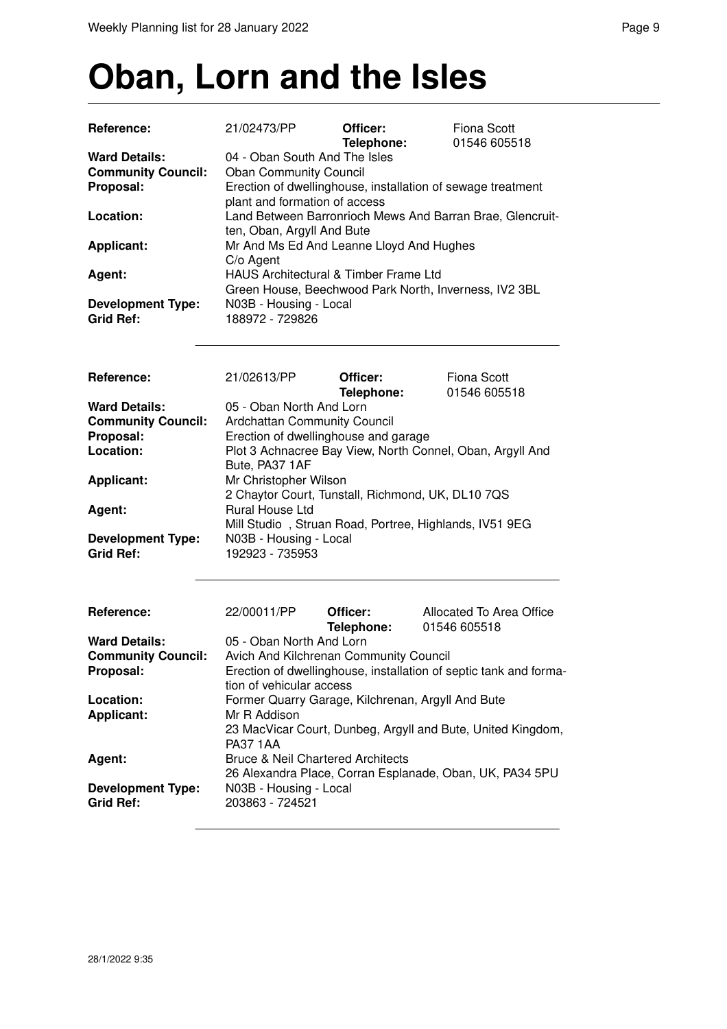# Oban, Lorn and the Isles

| | | | |
|---|---|---|---|
| **Reference:** | 21/02473/PP | **Officer:** **Telephone:** | Fiona Scott 01546 605518 |
| **Ward Details:** | 04 - Oban South And The Isles | | |
| **Community Council:** | Oban Community Council | | |
| **Proposal:** | Erection of dwellinghouse, installation of sewage treatment plant and formation of access | | |
| **Location:** | Land Between Barronrioch Mews And Barran Brae, Glencruitten, Oban, Argyll And Bute | | |
| **Applicant:** | Mr And Ms Ed And Leanne Lloyd And Hughes C/o Agent | | |
| **Agent:** | HAUS Architectural & Timber Frame Ltd Green House, Beechwood Park North, Inverness, IV2 3BL | | |
| **Development Type:** | N03B - Housing - Local | | |
| **Grid Ref:** | 188972 - 729826 | | |

---

| | | | |
|---|---|---|---|
| **Reference:** | 21/02613/PP | **Officer:** **Telephone:** | Fiona Scott 01546 605518 |
| **Ward Details:** | 05 - Oban North And Lorn | | |
| **Community Council:** | Ardchattan Community Council | | |
| **Proposal:** | Erection of dwellinghouse and garage | | |
| **Location:** | Plot 3 Achnacree Bay View, North Connel, Oban, Argyll And Bute, PA37 1AF | | |
| **Applicant:** | Mr Christopher Wilson 2 Chaytor Court, Tunstall, Richmond, UK, DL10 7QS | | |
| **Agent:** | Rural House Ltd Mill Studio , Struan Road, Portree, Highlands, IV51 9EG | | |
| **Development Type:** | N03B - Housing - Local | | |
| **Grid Ref:** | 192923 - 735953 | | |

---

| | | | |
|---|---|---|---|
| **Reference:** | 22/00011/PP | **Officer:** **Telephone:** | Allocated To Area Office 01546 605518 |
| **Ward Details:** | 05 - Oban North And Lorn | | |
| **Community Council:** | Avich And Kilchrenan Community Council | | |
| **Proposal:** | Erection of dwellinghouse, installation of septic tank and formation of vehicular access | | |
| **Location:** | Former Quarry Garage, Kilchrenan, Argyll And Bute | | |
| **Applicant:** | Mr R Addison 23 MacVicar Court, Dunbeg, Argyll and Bute, United Kingdom, PA37 1AA | | |
| **Agent:** | Bruce & Neil Chartered Architects 26 Alexandra Place, Corran Esplanade, Oban, UK, PA34 5PU | | |
| **Development Type:** | N03B - Housing - Local | | |
| **Grid Ref:** | 203863 - 724521 | | |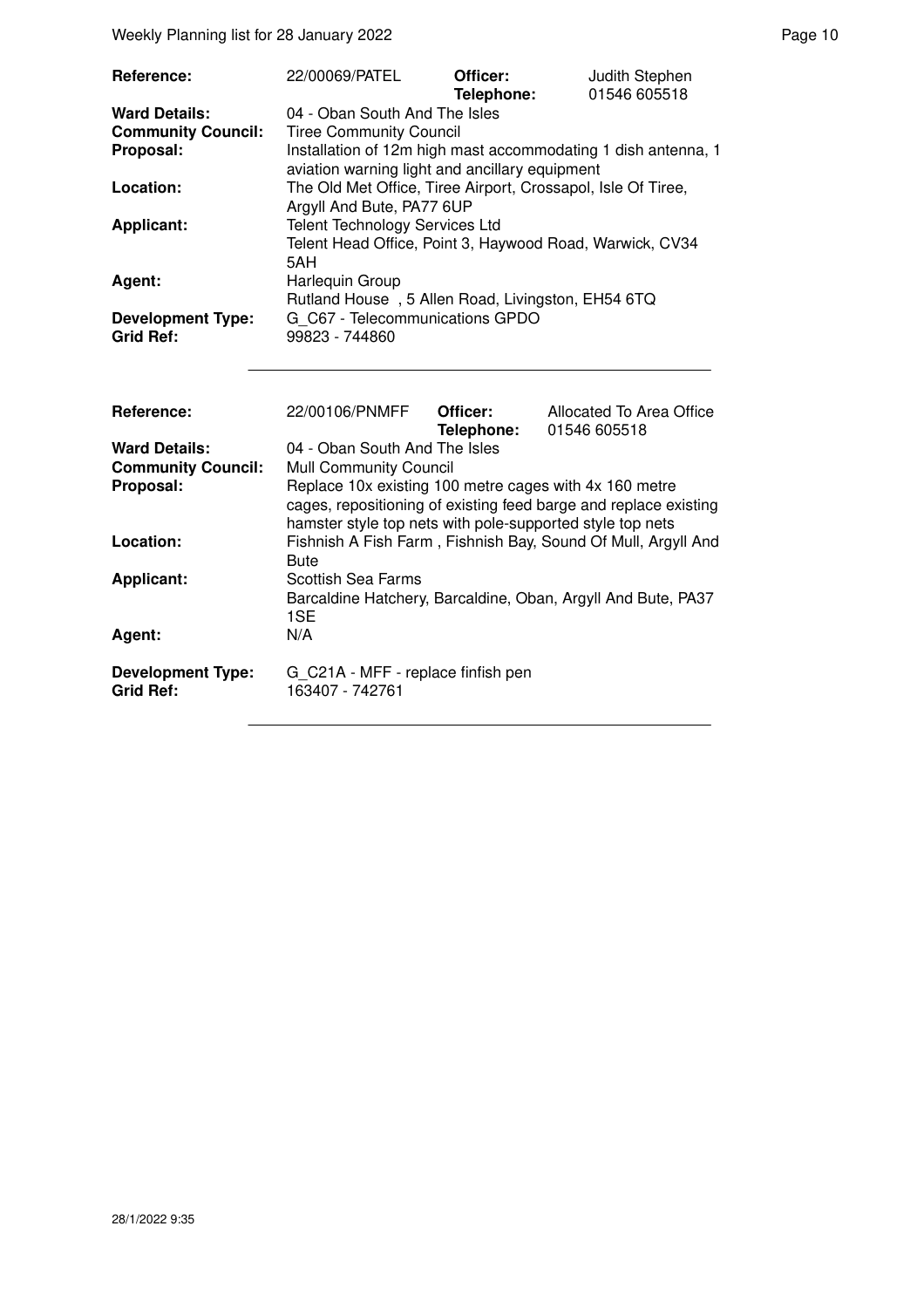| | | | |
|---|---|---|---|
| **Reference:** | 22/00069/PATEL | **Officer:** **Telephone:** | Judith Stephen 01546 605518 |
| **Ward Details:** | 04 - Oban South And The Isles | | |
| **Community Council:** | Tiree Community Council | | |
| **Proposal:** | Installation of 12m high mast accommodating 1 dish antenna, 1 aviation warning light and ancillary equipment | | |
| **Location:** | The Old Met Office, Tiree Airport, Crossapol, Isle Of Tiree, Argyll And Bute, PA77 6UP | | |
| **Applicant:** | Telent Technology Services Ltd Telent Head Office, Point 3, Haywood Road, Warwick, CV34 5AH | | |
| **Agent:** | Harlequin Group Rutland House , 5 Allen Road, Livingston, EH54 6TQ | | |
| **Development Type:** | G_C67 - Telecommunications GPDO | | |
| **Grid Ref:** | 99823 - 744860 | | |

| | | | |
|---|---|---|---|
| **Reference:** | 22/00106/PNMFF | **Officer:** **Telephone:** | Allocated To Area Office 01546 605518 |
| **Ward Details:** | 04 - Oban South And The Isles | | |
| **Community Council:** | Mull Community Council | | |
| **Proposal:** | Replace 10x existing 100 metre cages with 4x 160 metre cages, repositioning of existing feed barge and replace existing hamster style top nets with pole-supported style top nets | | |
| **Location:** | Fishnish A Fish Farm , Fishnish Bay, Sound Of Mull, Argyll And Bute | | |
| **Applicant:** | Scottish Sea Farms Barcaldine Hatchery, Barcaldine, Oban, Argyll And Bute, PA37 1SE | | |
| **Agent:** | N/A | | |
| **Development Type:** | G_C21A - MFF - replace finfish pen | | |
| **Grid Ref:** | 163407 - 742761 | | |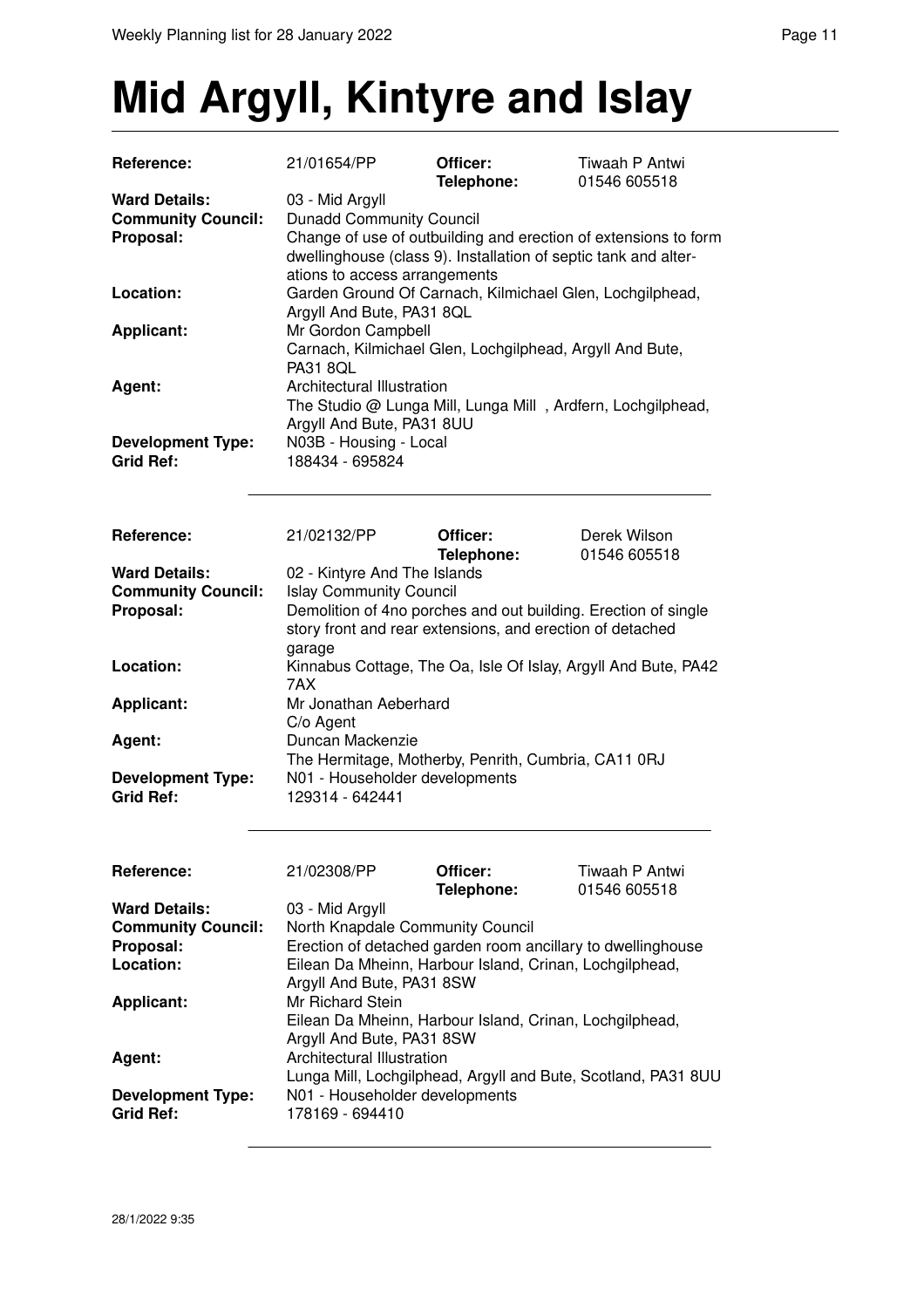# Mid Argyll, Kintyre and Islay

| | | | |
|---|---|---|---|
| **Reference:** | 21/01654/PP | **Officer:** **Telephone:** | Tiwaah P Antwi 01546 605518 |
| **Ward Details:** | 03 - Mid Argyll | | |
| **Community Council:** | Dunadd Community Council | | |
| **Proposal:** | Change of use of outbuilding and erection of extensions to form dwellinghouse (class 9). Installation of septic tank and alterations to access arrangements | | |
| **Location:** | Garden Ground Of Carnach, Kilmichael Glen, Lochgilphead, Argyll And Bute, PA31 8QL | | |
| **Applicant:** | Mr Gordon Campbell Carnach, Kilmichael Glen, Lochgilphead, Argyll And Bute, PA31 8QL | | |
| **Agent:** | Architectural Illustration The Studio @ Lunga Mill, Lunga Mill , Ardfern, Lochgilphead, Argyll And Bute, PA31 8UU | | |
| **Development Type:** | N03B - Housing - Local | | |
| **Grid Ref:** | 188434 - 695824 | | |

| | | | |
|---|---|---|---|
| **Reference:** | 21/02132/PP | **Officer:** **Telephone:** | Derek Wilson 01546 605518 |
| **Ward Details:** | 02 - Kintyre And The Islands | | |
| **Community Council:** | Islay Community Council | | |
| **Proposal:** | Demolition of 4no porches and out building. Erection of single story front and rear extensions, and erection of detached garage | | |
| **Location:** | Kinnabus Cottage, The Oa, Isle Of Islay, Argyll And Bute, PA42 7AX | | |
| **Applicant:** | Mr Jonathan Aeberhard C/o Agent | | |
| **Agent:** | Duncan Mackenzie The Hermitage, Motherby, Penrith, Cumbria, CA11 0RJ | | |
| **Development Type:** | N01 - Householder developments | | |
| **Grid Ref:** | 129314 - 642441 | | |

| | | | |
|---|---|---|---|
| **Reference:** | 21/02308/PP | **Officer:** **Telephone:** | Tiwaah P Antwi 01546 605518 |
| **Ward Details:** | 03 - Mid Argyll | | |
| **Community Council:** | North Knapdale Community Council | | |
| **Proposal:** | Erection of detached garden room ancillary to dwellinghouse | | |
| **Location:** | Eilean Da Mheinn, Harbour Island, Crinan, Lochgilphead, Argyll And Bute, PA31 8SW | | |
| **Applicant:** | Mr Richard Stein Eilean Da Mheinn, Harbour Island, Crinan, Lochgilphead, Argyll And Bute, PA31 8SW | | |
| **Agent:** | Architectural Illustration Lunga Mill, Lochgilphead, Argyll and Bute, Scotland, PA31 8UU | | |
| **Development Type:** | N01 - Householder developments | | |
| **Grid Ref:** | 178169 - 694410 | | |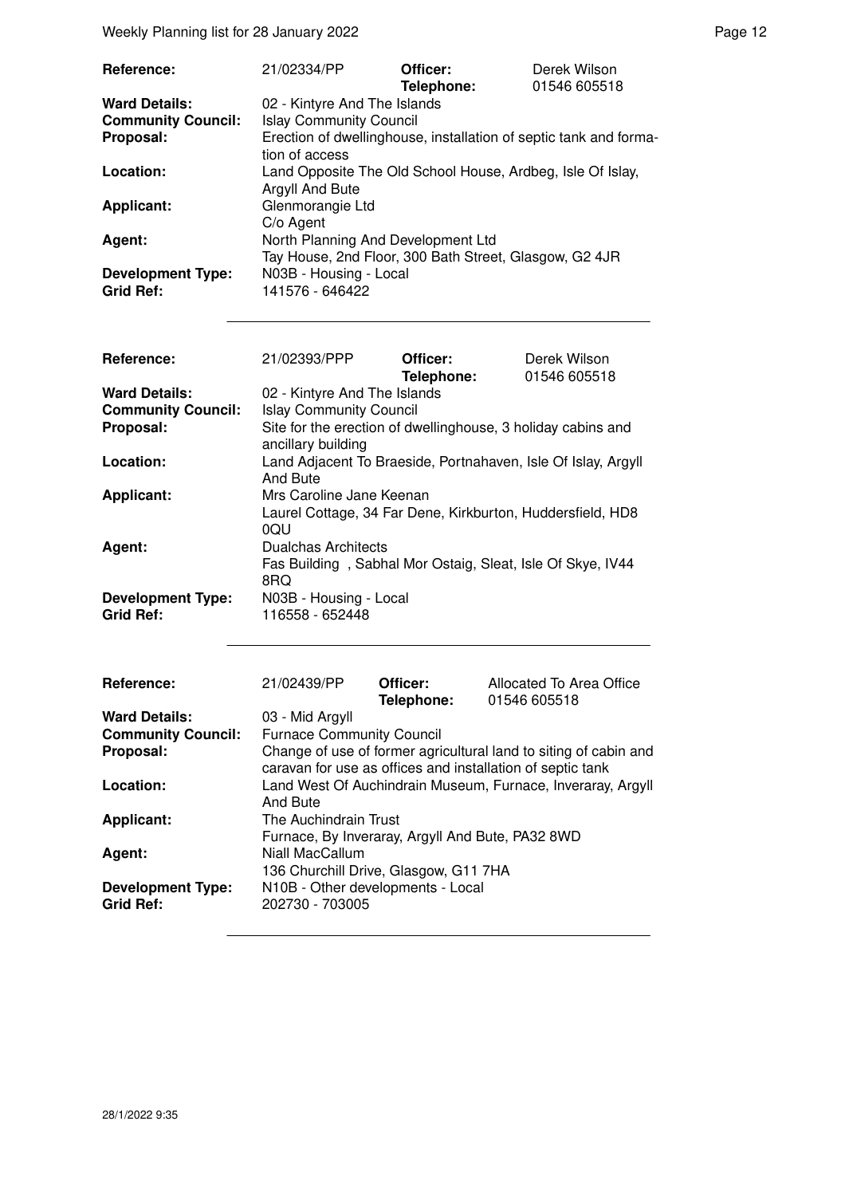| | | | |
|---|---|---|---|
| **Reference:** | 21/02334/PP | **Officer:** **Telephone:** | Derek Wilson 01546 605518 |
| **Ward Details:** | 02 - Kintyre And The Islands | | |
| **Community Council:** | Islay Community Council | | |
| **Proposal:** | Erection of dwellinghouse, installation of septic tank and formation of access | | |
| **Location:** | Land Opposite The Old School House, Ardbeg, Isle Of Islay, Argyll And Bute | | |
| **Applicant:** | Glenmorangie Ltd C/o Agent | | |
| **Agent:** | North Planning And Development Ltd Tay House, 2nd Floor, 300 Bath Street, Glasgow, G2 4JR | | |
| **Development Type:** | N03B - Housing - Local | | |
| **Grid Ref:** | 141576 - 646422 | | |

| | | | |
|---|---|---|---|
| **Reference:** | 21/02393/PPP | **Officer:** **Telephone:** | Derek Wilson 01546 605518 |
| **Ward Details:** | 02 - Kintyre And The Islands | | |
| **Community Council:** | Islay Community Council | | |
| **Proposal:** | Site for the erection of dwellinghouse, 3 holiday cabins and ancillary building | | |
| **Location:** | Land Adjacent To Braeside, Portnahaven, Isle Of Islay, Argyll And Bute | | |
| **Applicant:** | Mrs Caroline Jane Keenan Laurel Cottage, 34 Far Dene, Kirkburton, Huddersfield, HD8 0QU | | |
| **Agent:** | Dualchas Architects Fas Building , Sabhal Mor Ostaig, Sleat, Isle Of Skye, IV44 8RQ | | |
| **Development Type:** | N03B - Housing - Local | | |
| **Grid Ref:** | 116558 - 652448 | | |

| | | | |
|---|---|---|---|
| **Reference:** | 21/02439/PP | **Officer:** **Telephone:** | Allocated To Area Office 01546 605518 |
| **Ward Details:** | 03 - Mid Argyll | | |
| **Community Council:** | Furnace Community Council | | |
| **Proposal:** | Change of use of former agricultural land to siting of cabin and caravan for use as offices and installation of septic tank | | |
| **Location:** | Land West Of Auchindrain Museum, Furnace, Inveraray, Argyll And Bute | | |
| **Applicant:** | The Auchindrain Trust Furnace, By Inveraray, Argyll And Bute, PA32 8WD | | |
| **Agent:** | Niall MacCallum 136 Churchill Drive, Glasgow, G11 7HA | | |
| **Development Type:** | N10B - Other developments - Local | | |
| **Grid Ref:** | 202730 - 703005 | | |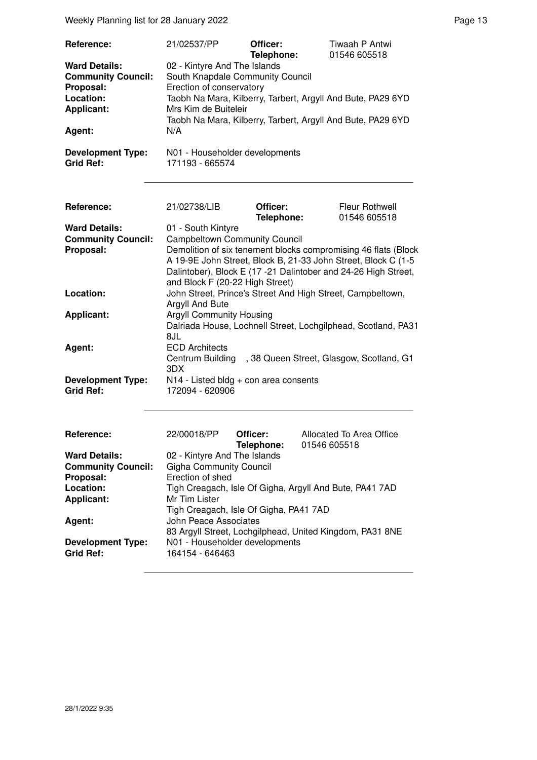| | | | |
|---|---|---|---|
| **Reference:** | 21/02537/PP | **Officer:** **Telephone:** | Tiwaah P Antwi 01546 605518 |
| **Ward Details:** | 02 - Kintyre And The Islands | | |
| **Community Council:** | South Knapdale Community Council | | |
| **Proposal:** | Erection of conservatory | | |
| **Location:** | Taobh Na Mara, Kilberry, Tarbert, Argyll And Bute, PA29 6YD | | |
| **Applicant:** | Mrs Kim de Buiteleir Taobh Na Mara, Kilberry, Tarbert, Argyll And Bute, PA29 6YD | | |
| **Agent:** | N/A | | |
| **Development Type:** | N01 - Householder developments | | |
| **Grid Ref:** | 171193 - 665574 | | |

| | | | |
|---|---|---|---|
| **Reference:** | 21/02738/LIB | **Officer:** **Telephone:** | Fleur Rothwell 01546 605518 |
| **Ward Details:** | 01 - South Kintyre | | |
| **Community Council:** | Campbeltown Community Council | | |
| **Proposal:** | Demolition of six tenement blocks compromising 46 flats (Block A 19-9E John Street, Block B, 21-33 John Street, Block C (1-5 Dalintober), Block E (17 -21 Dalintober and 24-26 High Street, and Block F (20-22 High Street) | | |
| **Location:** | John Street, Prince's Street And High Street, Campbeltown, Argyll And Bute | | |
| **Applicant:** | Argyll Community Housing Dalriada House, Lochnell Street, Lochgilphead, Scotland, PA31 8JL | | |
| **Agent:** | ECD Architects Centrum Building , 38 Queen Street, Glasgow, Scotland, G1 3DX | | |
| **Development Type:** | N14 - Listed bldg + con area consents | | |
| **Grid Ref:** | 172094 - 620906 | | |

| | | | |
|---|---|---|---|
| **Reference:** | 22/00018/PP | **Officer:** **Telephone:** | Allocated To Area Office 01546 605518 |
| **Ward Details:** | 02 - Kintyre And The Islands | | |
| **Community Council:** | Gigha Community Council | | |
| **Proposal:** | Erection of shed | | |
| **Location:** | Tigh Creagach, Isle Of Gigha, Argyll And Bute, PA41 7AD | | |
| **Applicant:** | Mr Tim Lister Tigh Creagach, Isle Of Gigha, PA41 7AD | | |
| **Agent:** | John Peace Associates 83 Argyll Street, Lochgilphead, United Kingdom, PA31 8NE | | |
| **Development Type:** | N01 - Householder developments | | |
| **Grid Ref:** | 164154 - 646463 | | |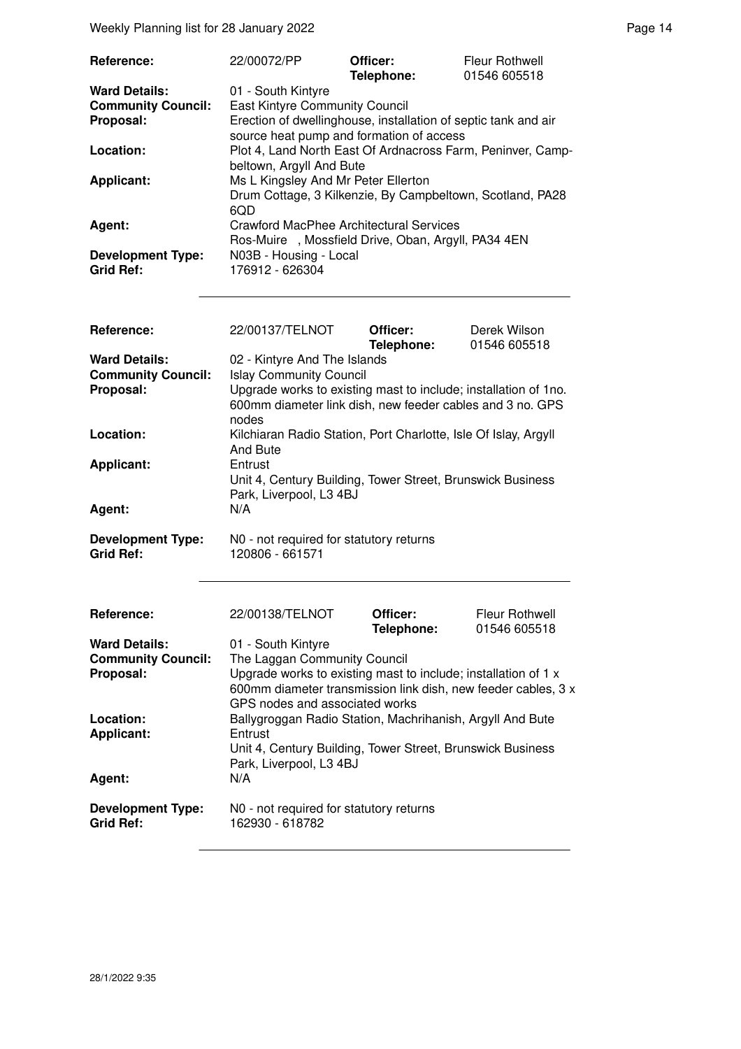| | | | |
|---|---|---|---|
| **Reference:** | 22/00072/PP | **Officer:** | Fleur Rothwell |
| | | **Telephone:** | 01546 605518 |
| **Ward Details:** | 01 - South Kintyre | | |
| **Community Council:** | East Kintyre Community Council | | |
| **Proposal:** | Erection of dwellinghouse, installation of septic tank and air source heat pump and formation of access | | |
| **Location:** | Plot 4, Land North East Of Ardnacross Farm, Peninver, Campbeltown, Argyll And Bute | | |
| **Applicant:** | Ms L Kingsley And Mr Peter Ellerton<br>Drum Cottage, 3 Kilkenzie, By Campbeltown, Scotland, PA28 6QD | | |
| **Agent:** | Crawford MacPhee Architectural Services<br>Ros-Muire , Mossfield Drive, Oban, Argyll, PA34 4EN | | |
| **Development Type:** | N03B - Housing - Local | | |
| **Grid Ref:** | 176912 - 626304 | | |

| | | | |
|---|---|---|---|
| **Reference:** | 22/00137/TELNOT | **Officer:** | Derek Wilson |
| | | **Telephone:** | 01546 605518 |
| **Ward Details:** | 02 - Kintyre And The Islands | | |
| **Community Council:** | Islay Community Council | | |
| **Proposal:** | Upgrade works to existing mast to include; installation of 1no. 600mm diameter link dish, new feeder cables and 3 no. GPS nodes | | |
| **Location:** | Kilchiaran Radio Station, Port Charlotte, Isle Of Islay, Argyll And Bute | | |
| **Applicant:** | Entrust<br>Unit 4, Century Building, Tower Street, Brunswick Business Park, Liverpool, L3 4BJ | | |
| **Agent:** | N/A | | |
| **Development Type:** | N0 - not required for statutory returns | | |
| **Grid Ref:** | 120806 - 661571 | | |

| | | | |
|---|---|---|---|
| **Reference:** | 22/00138/TELNOT | **Officer:** | Fleur Rothwell |
| | | **Telephone:** | 01546 605518 |
| **Ward Details:** | 01 - South Kintyre | | |
| **Community Council:** | The Laggan Community Council | | |
| **Proposal:** | Upgrade works to existing mast to include; installation of 1 x 600mm diameter transmission link dish, new feeder cables, 3 x GPS nodes and associated works | | |
| **Location:** | Ballygroggan Radio Station, Machrihanish, Argyll And Bute | | |
| **Applicant:** | Entrust<br>Unit 4, Century Building, Tower Street, Brunswick Business Park, Liverpool, L3 4BJ | | |
| **Agent:** | N/A | | |
| **Development Type:** | N0 - not required for statutory returns | | |
| **Grid Ref:** | 162930 - 618782 | | |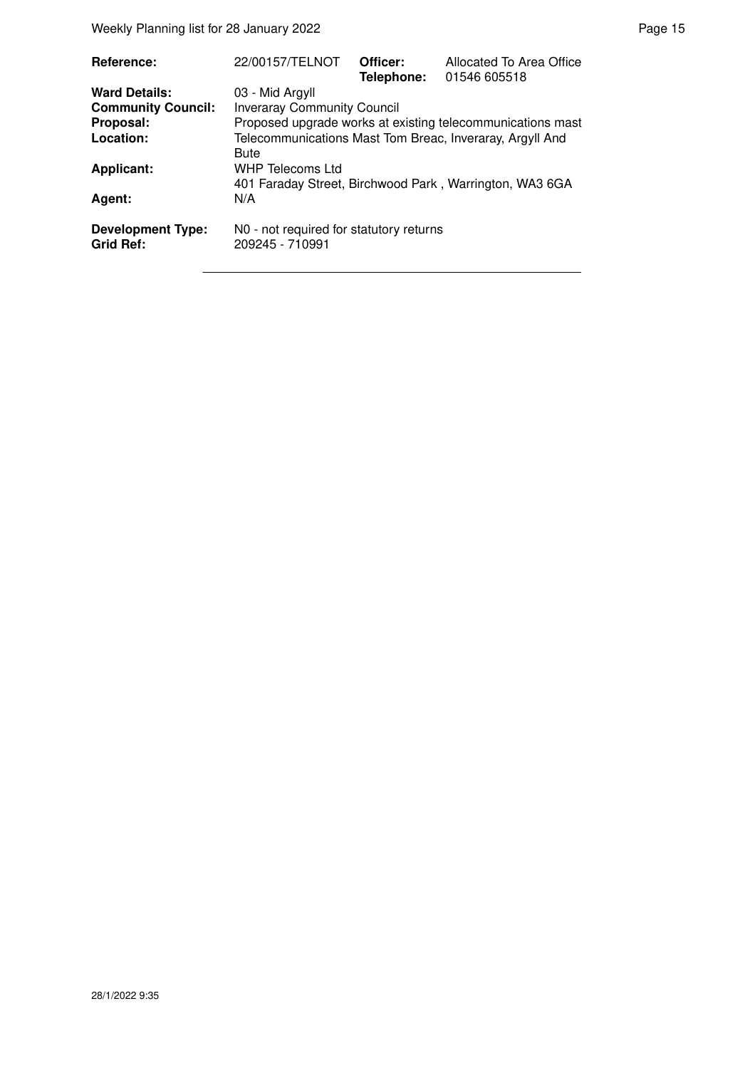| | | | |
|---|---|---|---|
| **Reference:** | 22/00157/TELNOT | **Officer:** **Telephone:** | Allocated To Area Office 01546 605518 |
| **Ward Details:** | 03 - Mid Argyll | | |
| **Community Council:** | Inveraray Community Council | | |
| **Proposal:** | Proposed upgrade works at existing telecommunications mast | | |
| **Location:** | Telecommunications Mast Tom Breac, Inveraray, Argyll And Bute | | |
| **Applicant:** | WHP Telecoms Ltd 401 Faraday Street, Birchwood Park , Warrington, WA3 6GA | | |
| **Agent:** | N/A | | |
| **Development Type:** | N0 - not required for statutory returns | | |
| **Grid Ref:** | 209245 - 710991 | | |

28/1/2022 9:35